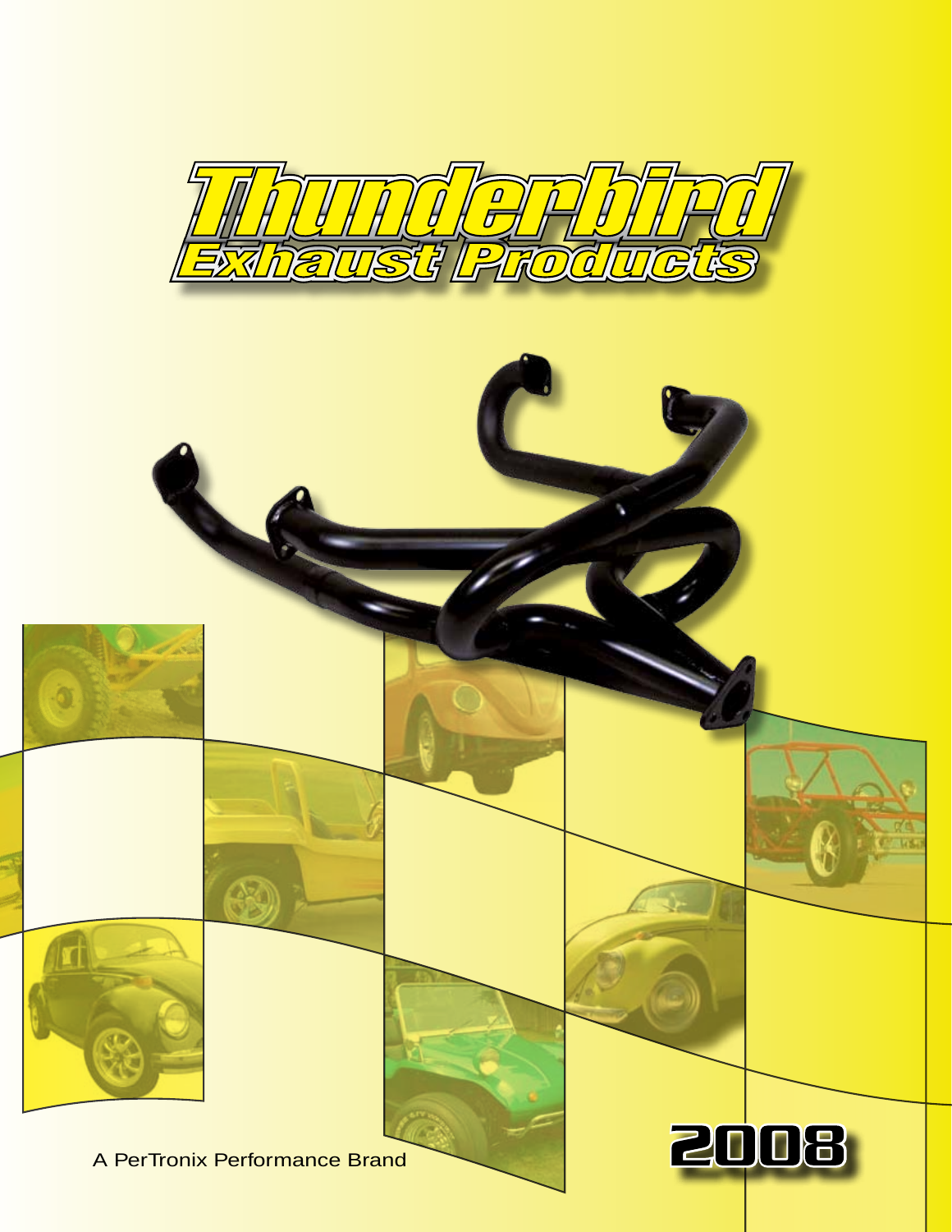# Thunderbird

## Exhaust Products

A PerTronix Performance Brand

2008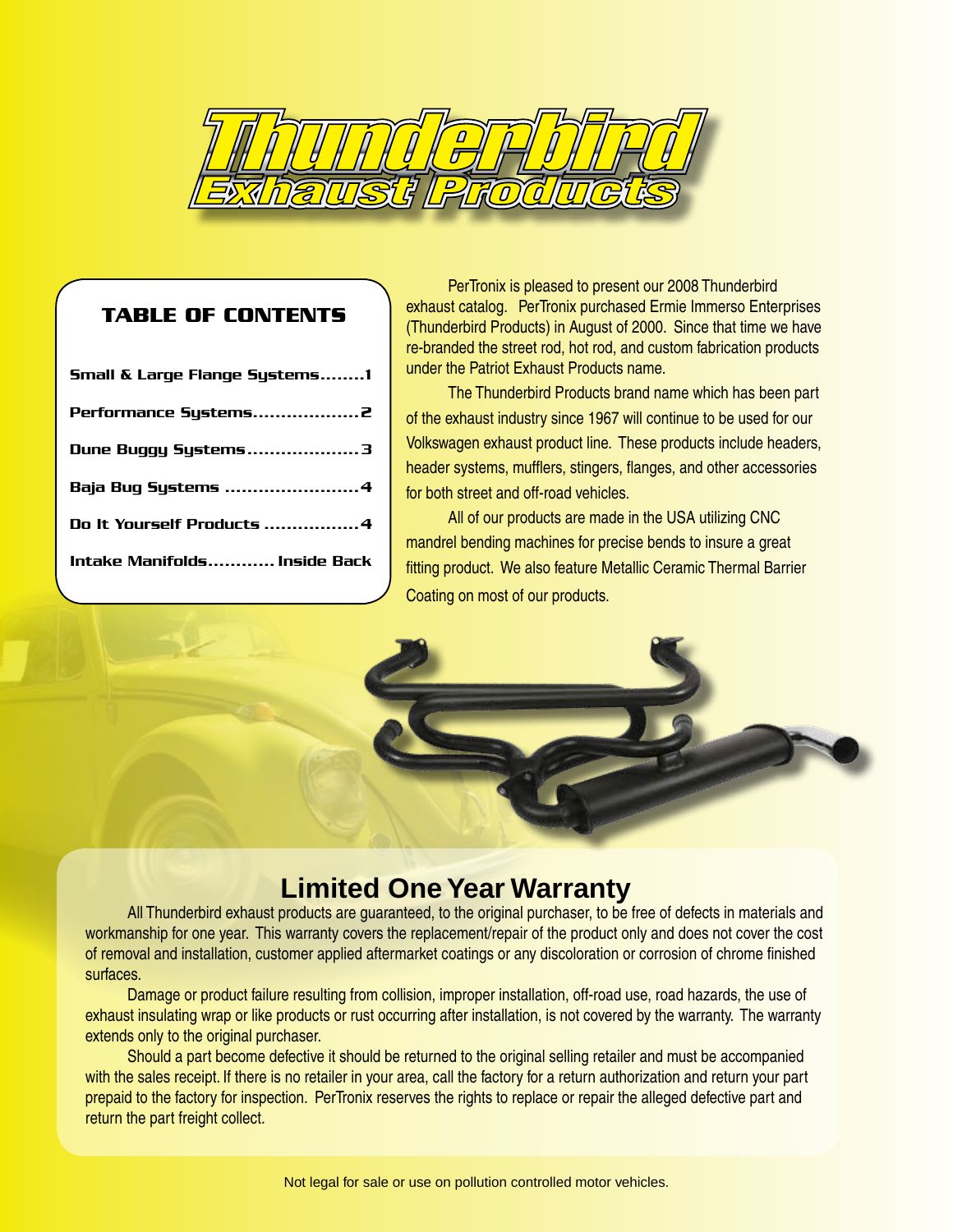# Thunderbird Exhaust Products

## TABLE OF CONTENTS

| | |
|---|---|
| Small & Large Flange Systems | 1 |
| Performance Systems | 2 |
| Dune Buggy Systems | 3 |
| Baja Bug Systems | 4 |
| Do It Yourself Products | 4 |
| Intake Manifolds | Inside Back |

PerTronix is pleased to present our 2008 Thunderbird exhaust catalog. PerTronix purchased Ermie Immerso Enterprises (Thunderbird Products) in August of 2000. Since that time we have re-branded the street rod, hot rod, and custom fabrication products under the Patriot Exhaust Products name.

The Thunderbird Products brand name which has been part of the exhaust industry since 1967 will continue to be used for our Volkswagen exhaust product line. These products include headers, header systems, mufflers, stingers, flanges, and other accessories for both street and off-road vehicles.

All of our products are made in the USA utilizing CNC mandrel bending machines for precise bends to insure a great fitting product. We also feature Metallic Ceramic Thermal Barrier Coating on most of our products.

## Limited One Year Warranty

All Thunderbird exhaust products are guaranteed, to the original purchaser, to be free of defects in materials and workmanship for one year. This warranty covers the replacement/repair of the product only and does not cover the cost of removal and installation, customer applied aftermarket coatings or any discoloration or corrosion of chrome finished surfaces.

Damage or product failure resulting from collision, improper installation, off-road use, road hazards, the use of exhaust insulating wrap or like products or rust occurring after installation, is not covered by the warranty. The warranty extends only to the original purchaser.

Should a part become defective it should be returned to the original selling retailer and must be accompanied with the sales receipt. If there is no retailer in your area, call the factory for a return authorization and return your part prepaid to the factory for inspection. PerTronix reserves the rights to replace or repair the alleged defective part and return the part freight collect.

Not legal for sale or use on pollution controlled motor vehicles.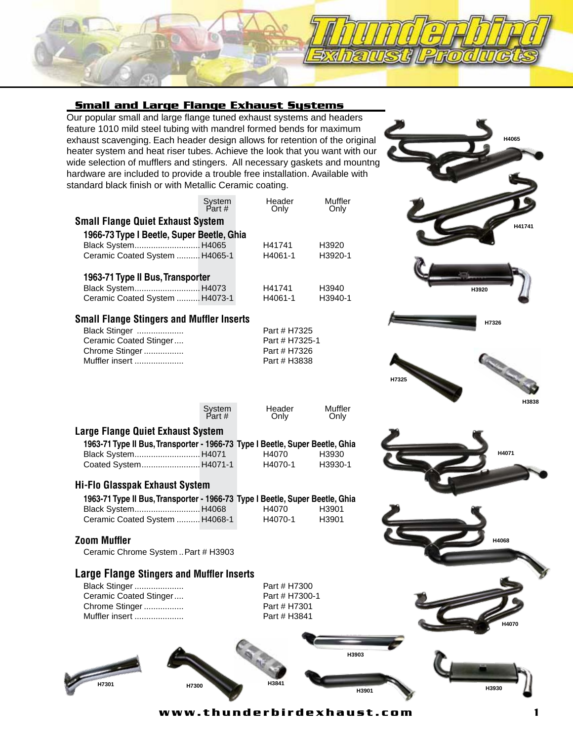## Small and Large Flange Exhaust Systems

Our popular small and large flange tuned exhaust systems and headers feature 1010 mild steel tubing with mandrel formed bends for maximum exhaust scavenging. Each header design allows for retention of the original heater system and heat riser tubes. Achieve the look that you want with our wide selection of mufflers and stingers. All necessary gaskets and mountng hardware are included to provide a trouble free installation. Available with standard black finish or with Metallic Ceramic coating.

### Small Flange Quiet Exhaust System

| | System Part # | Header Only | Muffler Only |
|---|---|---|---|
| **1966-73 Type I Beetle, Super Beetle, Ghia** | | | |
| Black System | H4065 | H41741 | H3920 |
| Ceramic Coated System | H4065-1 | H4061-1 | H3920-1 |
| **1963-71 Type II Bus, Transporter** | | | |
| Black System | H4073 | H41741 | H3940 |
| Ceramic Coated System | H4073-1 | H4061-1 | H3940-1 |

### Small Flange Stingers and Muffler Inserts

- Black Stinger .................... Part # H7325
- Ceramic Coated Stinger .... Part # H7325-1
- Chrome Stinger ................. Part # H7326
- Muffler insert ..................... Part # H3838

### Large Flange Quiet Exhaust System

| | System Part # | Header Only | Muffler Only |
|---|---|---|---|
| **1963-71 Type II Bus, Transporter - 1966-73 Type I Beetle, Super Beetle, Ghia** | | | |
| Black System | H4071 | H4070 | H3930 |
| Coated System | H4071-1 | H4070-1 | H3930-1 |

### Hi-Flo Glasspak Exhaust System

| | System Part # | Header Only | Muffler Only |
|---|---|---|---|
| **1963-71 Type II Bus, Transporter - 1966-73 Type I Beetle, Super Beetle, Ghia** | | | |
| Black System | H4068 | H4070 | H3901 |
| Ceramic Coated System | H4068-1 | H4070-1 | H3901 |

### Zoom Muffler

Ceramic Chrome System .. Part # H3903

### Large Flange Stingers and Muffler Inserts

- Black Stinger ..................... Part # H7300
- Ceramic Coated Stinger .... Part # H7300-1
- Chrome Stinger ................. Part # H7301
- Muffler insert ..................... Part # H3841

H4065 · H41741 · H3920 · H7326 · H7325 · H3838 · H4071 · H4068 · H4070 · H7301 · H7300 · H3841 · H3903 · H3901 · H3930

www.thunderbirdexhaust.com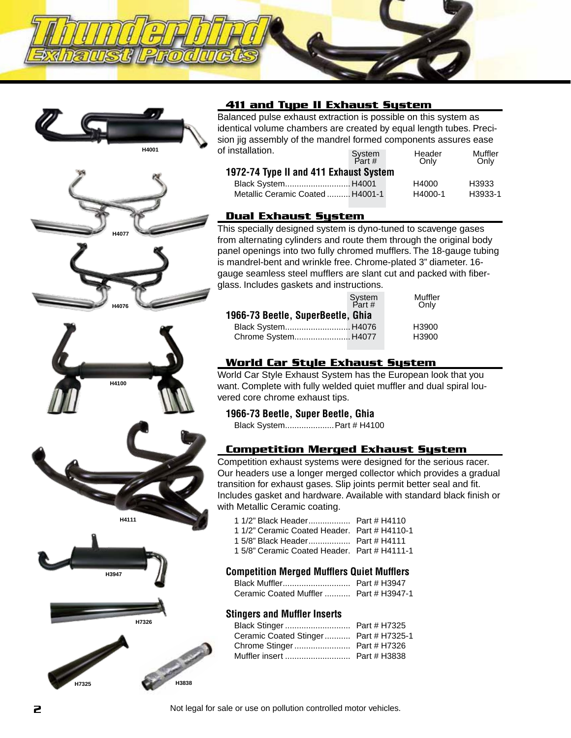# Thunderbird Exhaust Products

H4001

H4077

H4076

H4100

H4111

H3947

H7326

H7325

H3838

## 411 and Type II Exhaust System

Balanced pulse exhaust extraction is possible on this system as identical volume chambers are created by equal length tubes. Precision jig assembly of the mandrel formed components assures ease of installation.

| | System Part # | Header Only | Muffler Only |
|---|---|---|---|
| **1972-74 Type II and 411 Exhaust System** | | | |
| Black System | H4001 | H4000 | H3933 |
| Metallic Ceramic Coated | H4001-1 | H4000-1 | H3933-1 |

## Dual Exhaust System

This specially designed system is dyno-tuned to scavenge gases from alternating cylinders and route them through the original body panel openings into two fully chromed mufflers. The 18-gauge tubing is mandrel-bent and wrinkle free. Chrome-plated 3" diameter. 16-gauge seamless steel mufflers are slant cut and packed with fiberglass. Includes gaskets and instructions.

| | System Part # | Muffler Only |
|---|---|---|
| **1966-73 Beetle, SuperBeetle, Ghia** | | |
| Black System | H4076 | H3900 |
| Chrome System | H4077 | H3900 |

## World Car Style Exhaust System

World Car Style Exhaust System has the European look that you want. Complete with fully welded quiet muffler and dual spiral louvered core chrome exhaust tips.

**1966-73 Beetle, Super Beetle, Ghia**

Black System..................... Part # H4100

## Competition Merged Exhaust System

Competition exhaust systems were designed for the serious racer. Our headers use a longer merged collector which provides a gradual transition for exhaust gases. Slip joints permit better seal and fit. Includes gasket and hardware. Available with standard black finish or with Metallic Ceramic coating.

| | |
|---|---|
| 1 1/2" Black Header | Part # H4110 |
| 1 1/2" Ceramic Coated Header | Part # H4110-1 |
| 1 5/8" Black Header | Part # H4111 |
| 1 5/8" Ceramic Coated Header | Part # H4111-1 |

### Competition Merged Mufflers Quiet Mufflers

| | |
|---|---|
| Black Muffler | Part # H3947 |
| Ceramic Coated Muffler | Part # H3947-1 |

### Stingers and Muffler Inserts

| | |
|---|---|
| Black Stinger | Part # H7325 |
| Ceramic Coated Stinger | Part # H7325-1 |
| Chrome Stinger | Part # H7326 |
| Muffler insert | Part # H3838 |

Not legal for sale or use on pollution controlled motor vehicles.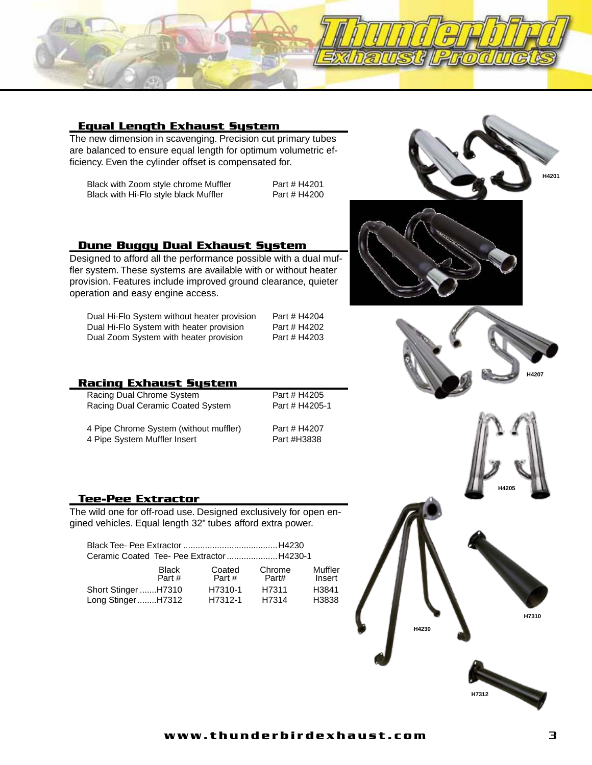## Equal Length Exhaust System

The new dimension in scavenging. Precision cut primary tubes are balanced to ensure equal length for optimum volumetric efficiency. Even the cylinder offset is compensated for.

| | |
|---|---|
| Black with Zoom style chrome Muffler | Part # H4201 |
| Black with Hi-Flo style black Muffler | Part # H4200 |

## Dune Buggy Dual Exhaust System

Designed to afford all the performance possible with a dual muffler system. These systems are available with or without heater provision. Features include improved ground clearance, quieter operation and easy engine access.

| | |
|---|---|
| Dual Hi-Flo System without heater provision | Part # H4204 |
| Dual Hi-Flo System with heater provision | Part # H4202 |
| Dual Zoom System with heater provision | Part # H4203 |

## Racing Exhaust System

| | |
|---|---|
| Racing Dual Chrome System | Part # H4205 |
| Racing Dual Ceramic Coated System | Part # H4205-1 |
| 4 Pipe Chrome System (without muffler) | Part # H4207 |
| 4 Pipe System Muffler Insert | Part #H3838 |

## Tee-Pee Extractor

The wild one for off-road use. Designed exclusively for open engined vehicles. Equal length 32" tubes afford extra power.

Black Tee- Pee Extractor .......................................H4230
Ceramic Coated Tee- Pee Extractor.....................H4230-1

| | Black Part # | Coated Part # | Chrome Part# | Muffler Insert |
|---|---|---|---|---|
| Short Stinger | H7310 | H7310-1 | H7311 | H3841 |
| Long Stinger | H7312 | H7312-1 | H7314 | H3838 |

H4201

H4207

H4205

H7310

H4230

H7312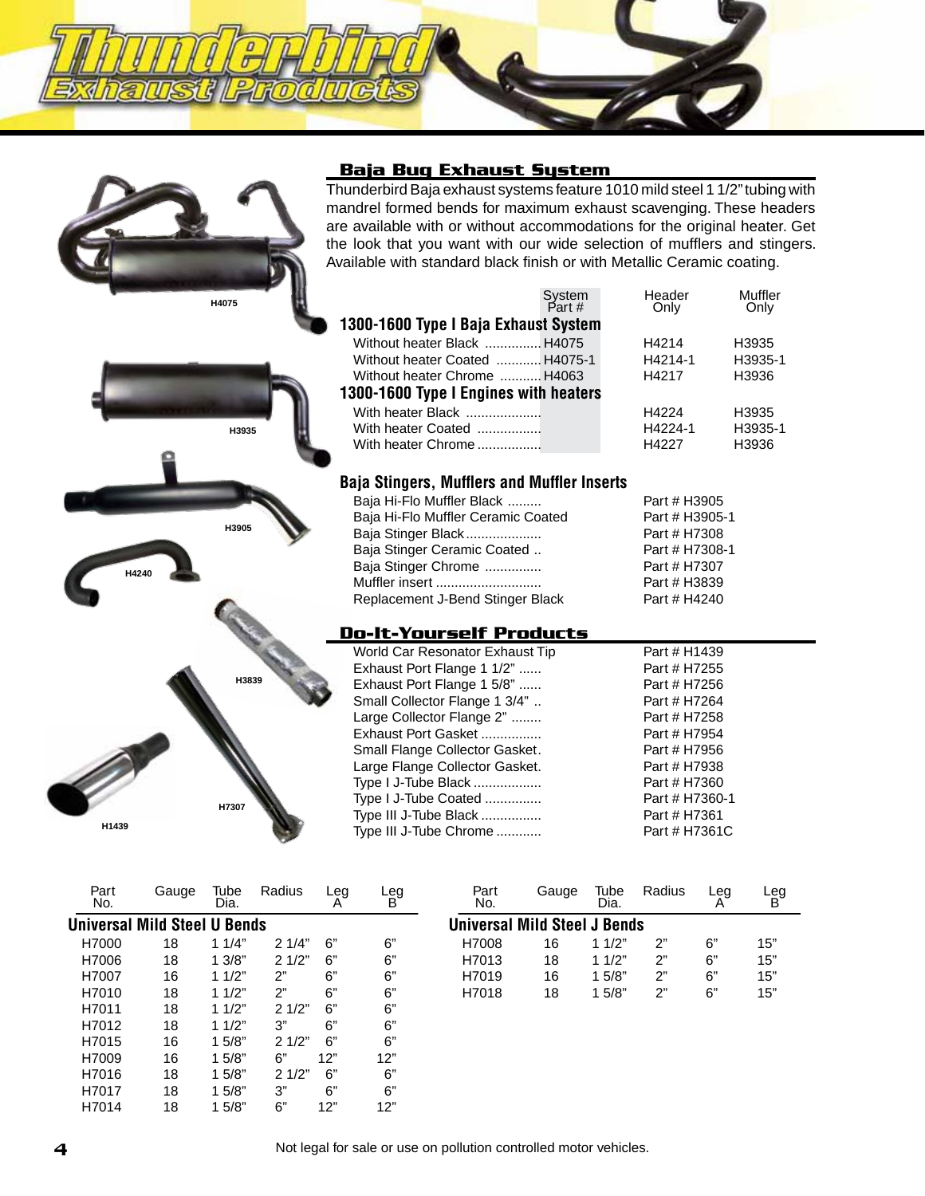# Thunderbird Exhaust Products

H4075

H3935

H3905

H4240

H3839

H7307

H1439

## Baja Bug Exhaust System

Thunderbird Baja exhaust systems feature 1010 mild steel 1 1/2" tubing with mandrel formed bends for maximum exhaust scavenging. These headers are available with or without accommodations for the original heater. Get the look that you want with our wide selection of mufflers and stingers. Available with standard black finish or with Metallic Ceramic coating.

| | System Part # | Header Only | Muffler Only |
|---|---|---|---|
| **1300-1600 Type I Baja Exhaust System** | | | |
| Without heater Black | H4075 | H4214 | H3935 |
| Without heater Coated | H4075-1 | H4214-1 | H3935-1 |
| Without heater Chrome | H4063 | H4217 | H3936 |
| **1300-1600 Type I Engines with heaters** | | | |
| With heater Black | | H4224 | H3935 |
| With heater Coated | | H4224-1 | H3935-1 |
| With heater Chrome | | H4227 | H3936 |

### Baja Stingers, Mufflers and Muffler Inserts

| | |
|---|---|
| Baja Hi-Flo Muffler Black | Part # H3905 |
| Baja Hi-Flo Muffler Ceramic Coated | Part # H3905-1 |
| Baja Stinger Black | Part # H7308 |
| Baja Stinger Ceramic Coated | Part # H7308-1 |
| Baja Stinger Chrome | Part # H7307 |
| Muffler insert | Part # H3839 |
| Replacement J-Bend Stinger Black | Part # H4240 |

## Do-It-Yourself Products

| | |
|---|---|
| World Car Resonator Exhaust Tip | Part # H1439 |
| Exhaust Port Flange 1 1/2" | Part # H7255 |
| Exhaust Port Flange 1 5/8" | Part # H7256 |
| Small Collector Flange 1 3/4" | Part # H7264 |
| Large Collector Flange 2" | Part # H7258 |
| Exhaust Port Gasket | Part # H7954 |
| Small Flange Collector Gasket | Part # H7956 |
| Large Flange Collector Gasket | Part # H7938 |
| Type I J-Tube Black | Part # H7360 |
| Type I J-Tube Coated | Part # H7360-1 |
| Type III J-Tube Black | Part # H7361 |
| Type III J-Tube Chrome | Part # H7361C |

### Universal Mild Steel U Bends

| Part No. | Gauge | Tube Dia. | Radius | Leg A | Leg B |
|---|---|---|---|---|---|
| H7000 | 18 | 1 1/4" | 2 1/4" | 6" | 6" |
| H7006 | 18 | 1 3/8" | 2 1/2" | 6" | 6" |
| H7007 | 16 | 1 1/2" | 2" | 6" | 6" |
| H7010 | 18 | 1 1/2" | 2" | 6" | 6" |
| H7011 | 18 | 1 1/2" | 2 1/2" | 6" | 6" |
| H7012 | 18 | 1 1/2" | 3" | 6" | 6" |
| H7015 | 16 | 1 5/8" | 2 1/2" | 6" | 6" |
| H7009 | 16 | 1 5/8" | 6" | 12" | 12" |
| H7016 | 18 | 1 5/8" | 2 1/2" | 6" | 6" |
| H7017 | 18 | 1 5/8" | 3" | 6" | 6" |
| H7014 | 18 | 1 5/8" | 6" | 12" | 12" |

### Universal Mild Steel J Bends

| Part No. | Gauge | Tube Dia. | Radius | Leg A | Leg B |
|---|---|---|---|---|---|
| H7008 | 16 | 1 1/2" | 2" | 6" | 15" |
| H7013 | 18 | 1 1/2" | 2" | 6" | 15" |
| H7019 | 16 | 1 5/8" | 2" | 6" | 15" |
| H7018 | 18 | 1 5/8" | 2" | 6" | 15" |

Not legal for sale or use on pollution controlled motor vehicles.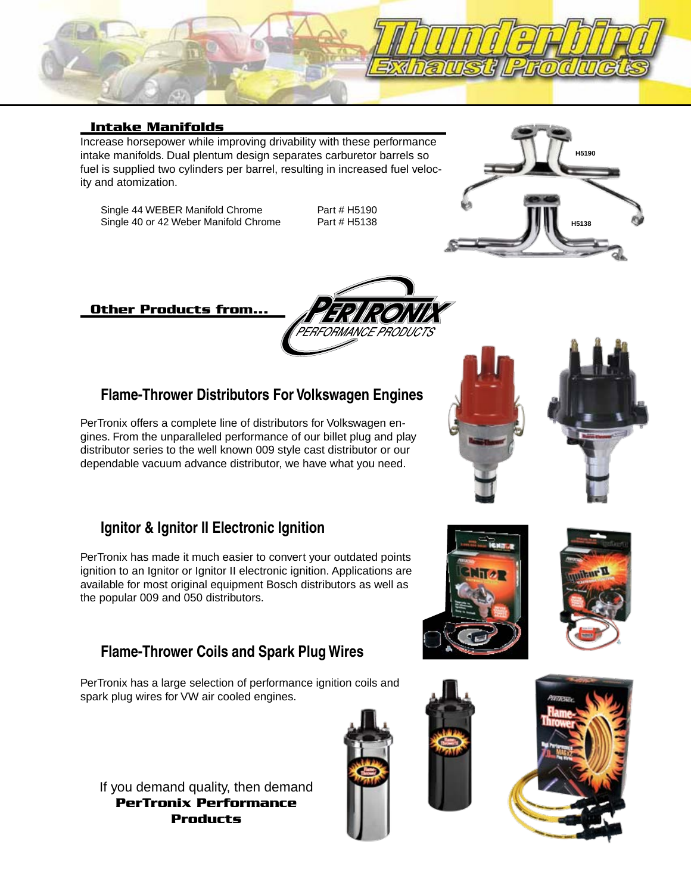## Intake Manifolds

Increase horsepower while improving drivability with these performance intake manifolds. Dual plentum design separates carburetor barrels so fuel is supplied two cylinders per barrel, resulting in increased fuel velocity and atomization.

| | |
|---|---|
| Single 44 WEBER Manifold Chrome | Part # H5190 |
| Single 40 or 42 Weber Manifold Chrome | Part # H5138 |

## Other Products from... PERTRONIX PERFORMANCE PRODUCTS

### Flame-Thrower Distributors For Volkswagen Engines

PerTronix offers a complete line of distributors for Volkswagen engines. From the unparalleled performance of our billet plug and play distributor series to the well known 009 style cast distributor or our dependable vacuum advance distributor, we have what you need.

### Ignitor & Ignitor II Electronic Ignition

PerTronix has made it much easier to convert your outdated points ignition to an Ignitor or Ignitor II electronic ignition. Applications are available for most original equipment Bosch distributors as well as the popular 009 and 050 distributors.

### Flame-Thrower Coils and Spark Plug Wires

PerTronix has a large selection of performance ignition coils and spark plug wires for VW air cooled engines.

If you demand quality, then demand
**PerTronix Performance Products**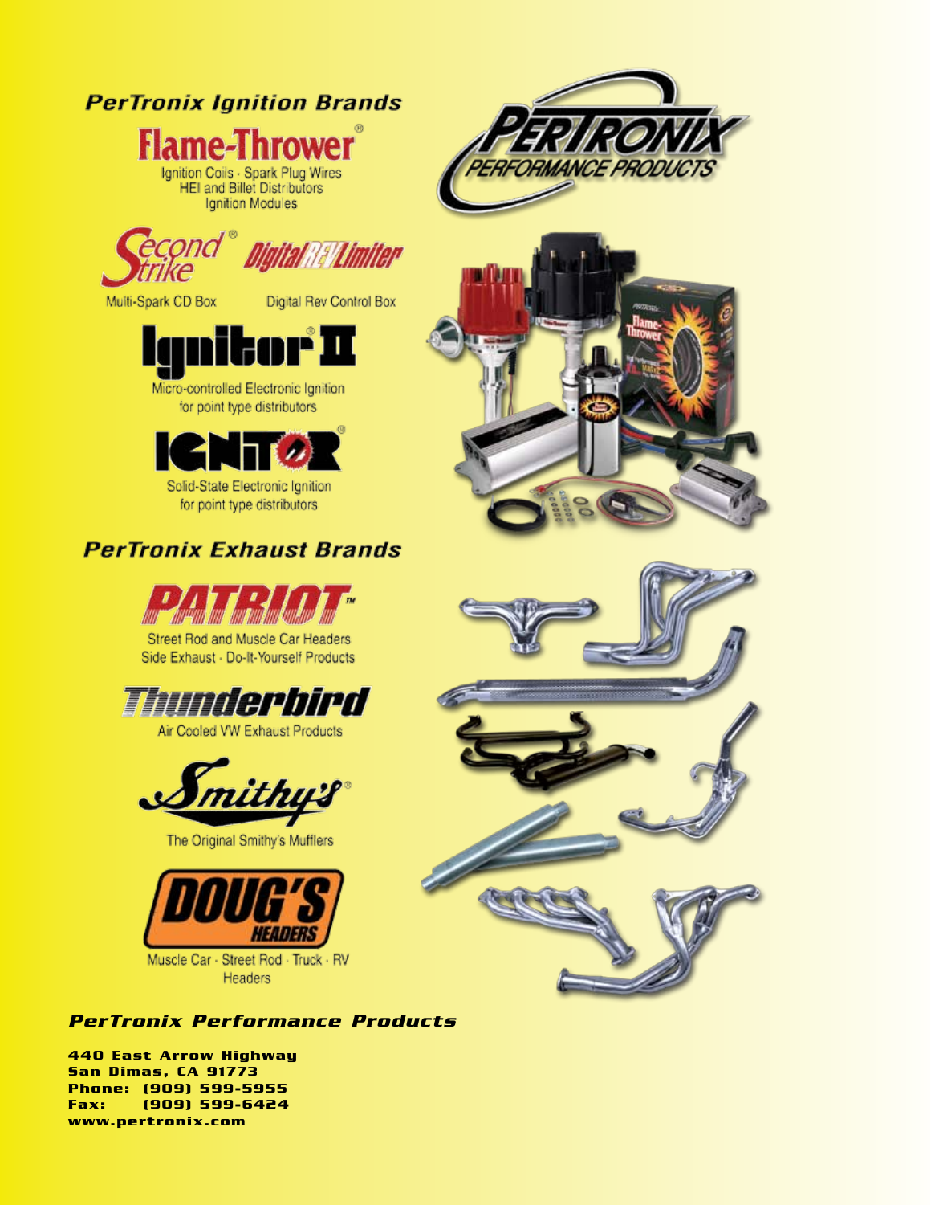## PerTronix Ignition Brands

**Flame-Thrower®**

Ignition Coils · Spark Plug Wires
HEI and Billet Distributors
Ignition Modules

**Second Strike®**

Multi-Spark CD Box

**Digital REV Limiter**

Digital Rev Control Box

**Ignitor® II**

Micro-controlled Electronic Ignition
for point type distributors

**IGNITOR®**

Solid-State Electronic Ignition
for point type distributors

**PERTRONIX PERFORMANCE PRODUCTS**

## PerTronix Exhaust Brands

**PATRIOT™**

Street Rod and Muscle Car Headers
Side Exhaust · Do-It-Yourself Products

**Thunderbird**

Air Cooled VW Exhaust Products

**Smithy's®**

The Original Smithy's Mufflers

**DOUG'S HEADERS**

Muscle Car · Street Rod · Truck · RV
Headers

### *PerTronix Performance Products*

**440 East Arrow Highway**
**San Dimas, CA 91773**
**Phone: (909) 599-5955**
**Fax: (909) 599-6424**
**www.pertronix.com**